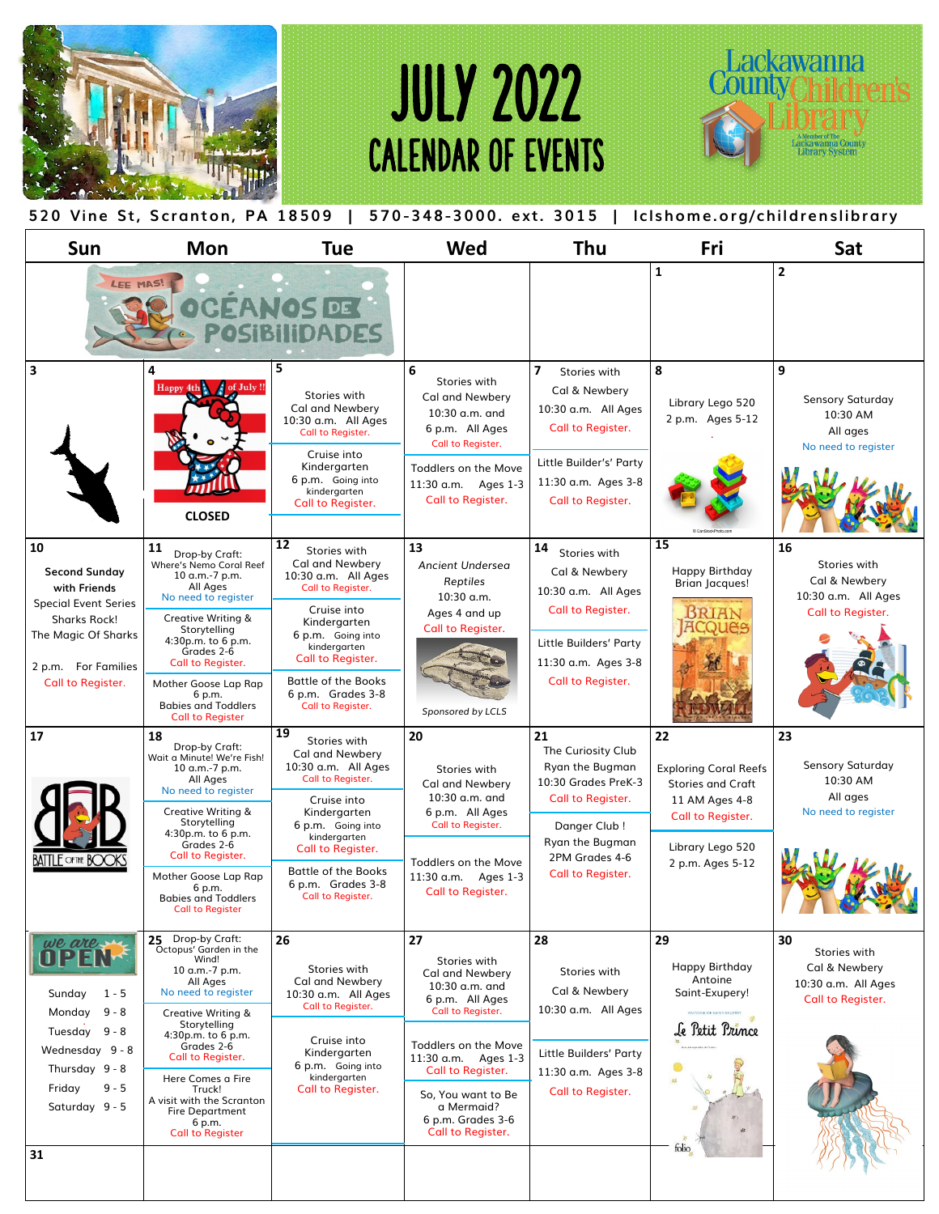# JULY 2022 CALENDAR OF EVENTS

Lackawanna County Children's Library

A Member of The Lackawanna County Library System

520 Vine St, Scranton, PA 18509 | 570-348-3000. ext. 3015 | lclshome.org/childrenslibrary

| Sun | Mon | Tue | Wed | Thu | Fri | Sat |
|---|---|---|---|---|---|---|
| LEE MAS! OCÉANOS DE POSIBILIDADES | | | | | **1** | **2** |
| **3** | **4** Happy 4th of July !! **CLOSED** | **5** Stories with Cal and Newbery 10:30 a.m. All Ages Call to Register. Cruise into Kindergarten 6 p.m. Going into kindergarten Call to Register. | **6** Stories with Cal and Newbery 10:30 a.m. and 6 p.m. All Ages Call to Register. Toddlers on the Move 11:30 a.m. Ages 1-3 Call to Register. | **7** Stories with Cal & Newbery 10:30 a.m. All Ages Call to Register. Little Builder's' Party 11:30 a.m. Ages 3-8 Call to Register. | **8** Library Lego 520 2 p.m. Ages 5-12 | **9** Sensory Saturday 10:30 AM All ages No need to register |
| **10** **Second Sunday with Friends** Special Event Series Sharks Rock! The Magic Of Sharks 2 p.m. For Families Call to Register. | **11** Drop-by Craft: Where's Nemo Coral Reef 10 a.m.-7 p.m. All Ages No need to register Creative Writing & Storytelling 4:30p.m. to 6 p.m. Grades 2-6 Call to Register. Mother Goose Lap Rap 6 p.m. Babies and Toddlers Call to Register | **12** Stories with Cal and Newbery 10:30 a.m. All Ages Call to Register. Cruise into Kindergarten 6 p.m. Going into kindergarten Call to Register. Battle of the Books 6 p.m. Grades 3-8 Call to Register. | **13** *Ancient Undersea Reptiles* 10:30 a.m. Ages 4 and up Call to Register. *Sponsored by LCLS* | **14** Stories with Cal & Newbery 10:30 a.m. All Ages Call to Register. Little Builders' Party 11:30 a.m. Ages 3-8 Call to Register. | **15** Happy Birthday Brian Jacques! | **16** Stories with Cal & Newbery 10:30 a.m. All Ages Call to Register. |
| **17** BATTLE OF THE BOOKS | **18** Drop-by Craft: Wait a Minute! We're Fish! 10 a.m.-7 p.m. All Ages No need to register Creative Writing & Storytelling 4:30p.m. to 6 p.m. Grades 2-6 Call to Register. Mother Goose Lap Rap 6 p.m. Babies and Toddlers Call to Register | **19** Stories with Cal and Newbery 10:30 a.m. All Ages Call to Register. Cruise into Kindergarten 6 p.m. Going into kindergarten Call to Register. Battle of the Books 6 p.m. Grades 3-8 Call to Register. | **20** Stories with Cal and Newbery 10:30 a.m. and 6 p.m. All Ages Call to Register. Toddlers on the Move 11:30 a.m. Ages 1-3 Call to Register. | **21** The Curiosity Club Ryan the Bugman 10:30 Grades PreK-3 Call to Register. Danger Club ! Ryan the Bugman 2PM Grades 4-6 Call to Register. | **22** Exploring Coral Reefs Stories and Craft 11 AM Ages 4-8 Call to Register. Library Lego 520 2 p.m. Ages 5-12 | **23** Sensory Saturday 10:30 AM All ages No need to register |
| we are OPEN Sunday 1 - 5 Monday 9 - 8 Tuesday 9 - 8 Wednesday 9 - 8 Thursday 9 - 8 Friday 9 - 5 Saturday 9 - 5 | **25** Drop-by Craft: Octopus' Garden in the Wind! 10 a.m.-7 p.m. All Ages No need to register Creative Writing & Storytelling 4:30p.m. to 6 p.m. Grades 2-6 Call to Register. Here Comes a Fire Truck! A visit with the Scranton Fire Department 6 p.m. Call to Register | **26** Stories with Cal and Newbery 10:30 a.m. All Ages Call to Register. Cruise into Kindergarten 6 p.m. Going into kindergarten Call to Register. | **27** Stories with Cal and Newbery 10:30 a.m. and 6 p.m. All Ages Call to Register. Toddlers on the Move 11:30 a.m. Ages 1-3 Call to Register. So, You want to Be a Mermaid? 6 p.m. Grades 3-6 Call to Register. | **28** Stories with Cal & Newbery 10:30 a.m. All Ages Little Builders' Party 11:30 a.m. Ages 3-8 Call to Register. | **29** Happy Birthday Antoine Saint-Exupery! | **30** Stories with Cal & Newbery 10:30 a.m. All Ages Call to Register. |
| **31** | | | | | | |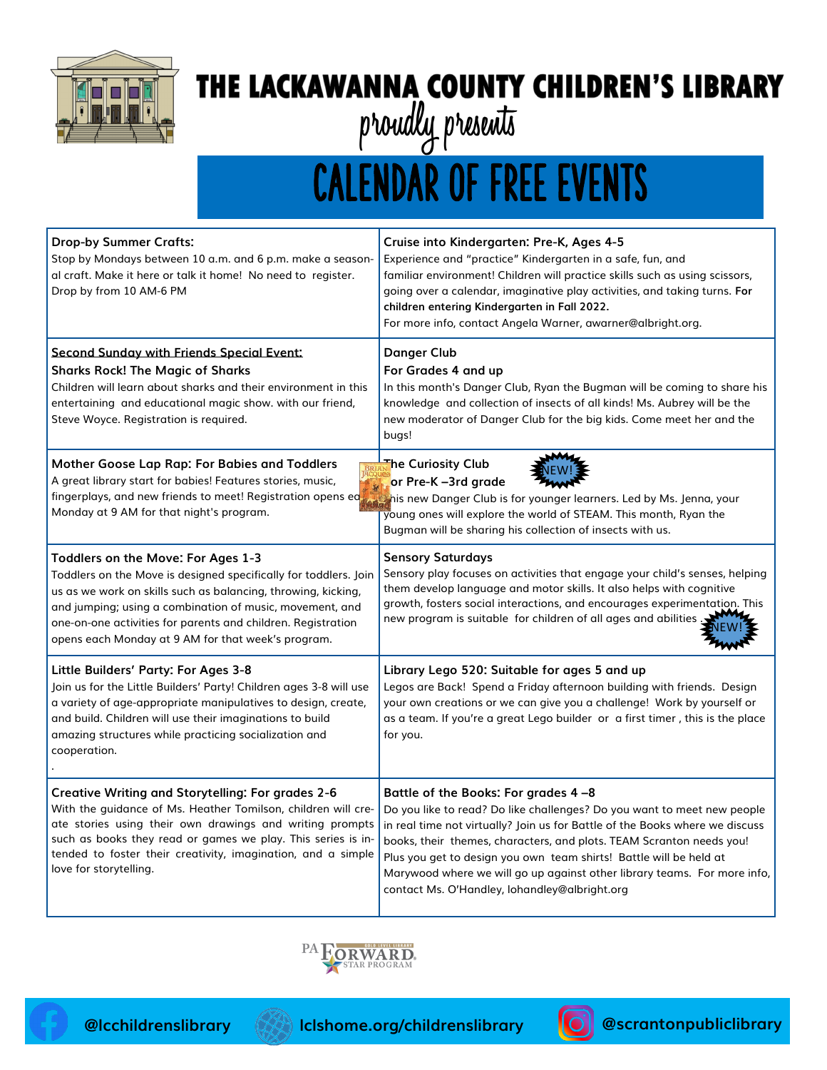# THE LACKAWANNA COUNTY CHILDREN'S LIBRARY

proudly presents

# CALENDAR OF FREE EVENTS

**Drop-by Summer Crafts:**
Stop by Mondays between 10 a.m. and 6 p.m. make a seasonal craft. Make it here or talk it home! No need to register. Drop by from 10 AM-6 PM

**Cruise into Kindergarten: Pre-K, Ages 4-5**
Experience and "practice" Kindergarten in a safe, fun, and familiar environment! Children will practice skills such as using scissors, going over a calendar, imaginative play activities, and taking turns. **For children entering Kindergarten in Fall 2022.**
For more info, contact Angela Warner, awarner@albright.org.

**Second Sunday with Friends Special Event:**
**Sharks Rock! The Magic of Sharks**
Children will learn about sharks and their environment in this entertaining and educational magic show. with our friend, Steve Woyce. Registration is required.

**Danger Club**
**For Grades 4 and up**
In this month's Danger Club, Ryan the Bugman will be coming to share his knowledge and collection of insects of all kinds! Ms. Aubrey will be the new moderator of Danger Club for the big kids. Come meet her and the bugs!

**Mother Goose Lap Rap: For Babies and Toddlers**
A great library start for babies! Features stories, music, fingerplays, and new friends to meet! Registration opens each Monday at 9 AM for that night's program.

**The Curiosity Club** NEW!
**For Pre-K –3rd grade**
This new Danger Club is for younger learners. Led by Ms. Jenna, your young ones will explore the world of STEAM. This month, Ryan the Bugman will be sharing his collection of insects with us.

**Toddlers on the Move: For Ages 1-3**
Toddlers on the Move is designed specifically for toddlers. Join us as we work on skills such as balancing, throwing, kicking, and jumping; using a combination of music, movement, and one-on-one activities for parents and children. Registration opens each Monday at 9 AM for that week's program.

**Sensory Saturdays**
Sensory play focuses on activities that engage your child's senses, helping them develop language and motor skills. It also helps with cognitive growth, fosters social interactions, and encourages experimentation. This new program is suitable for children of all ages and abilities. NEW!

**Little Builders' Party: For Ages 3-8**
Join us for the Little Builders' Party! Children ages 3-8 will use a variety of age-appropriate manipulatives to design, create, and build. Children will use their imaginations to build amazing structures while practicing socialization and cooperation.

**Library Lego 520: Suitable for ages 5 and up**
Legos are Back! Spend a Friday afternoon building with friends. Design your own creations or we can give you a challenge! Work by yourself or as a team. If you're a great Lego builder or a first timer, this is the place for you.

**Creative Writing and Storytelling: For grades 2-6**
With the guidance of Ms. Heather Tomilson, children will create stories using their own drawings and writing prompts such as books they read or games we play. This series is intended to foster their creativity, imagination, and a simple love for storytelling.

**Battle of the Books: For grades 4 –8**
Do you like to read? Do like challenges? Do you want to meet new people in real time not virtually? Join us for Battle of the Books where we discuss books, their themes, characters, and plots. TEAM Scranton needs you! Plus you get to design you own team shirts! Battle will be held at Marywood where we will go up against other library teams. For more info, contact Ms. O'Handley, lohandley@albright.org

PA FORWARD STAR PROGRAM — GOLD LEVEL LIBRARY

@lcchildrenslibrary | lclshome.org/childrenslibrary | @scrantonpubliclibrary